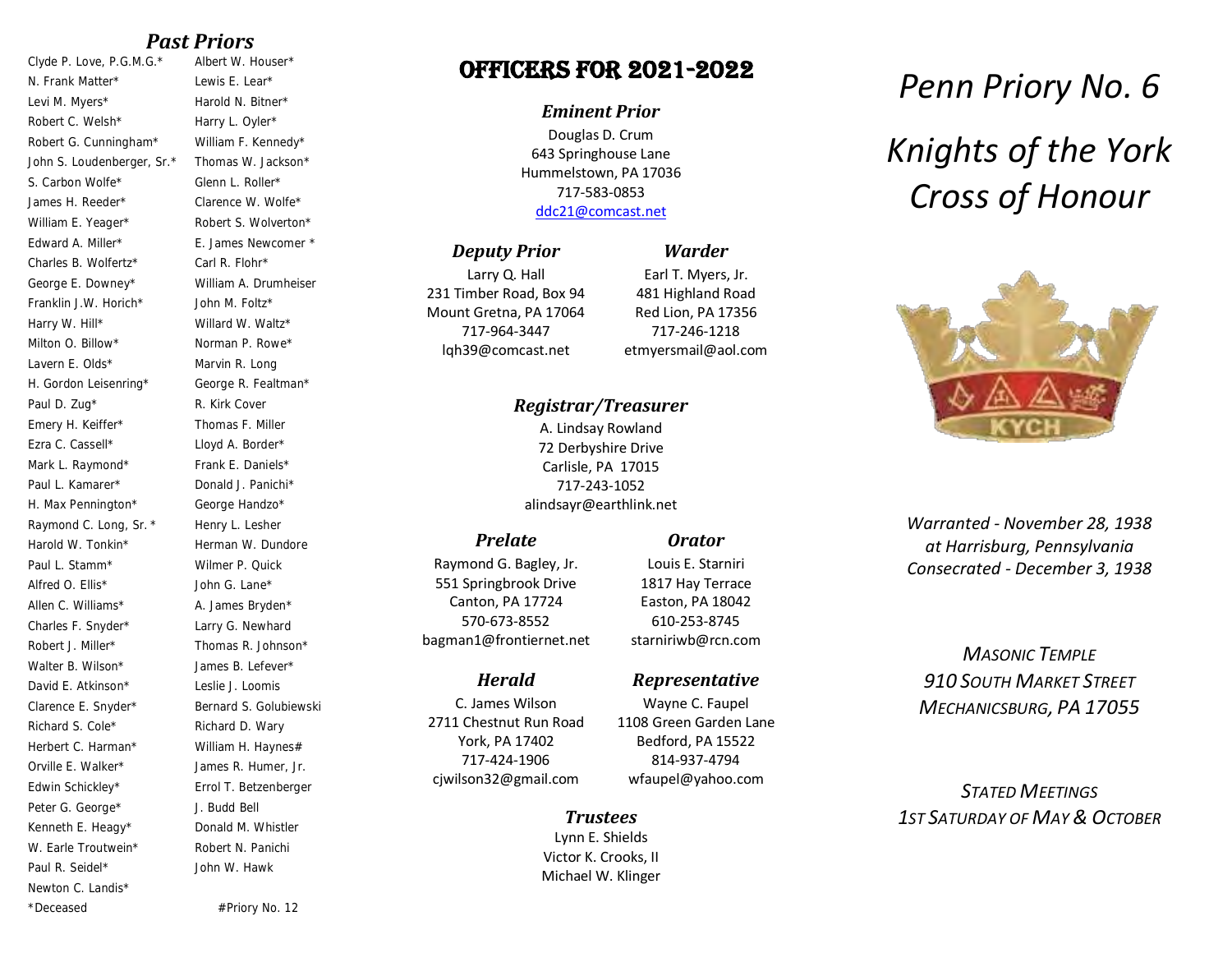## Past Priors

Clyde P. Love, P.G.M.G.*
N. Frank Matter*
Levi M. Myers*
Robert C. Welsh*
Robert G. Cunningham*
John S. Loudenberger, Sr.*
S. Carbon Wolfe*
James H. Reeder*
William E. Yeager*
Edward A. Miller*
Charles B. Wolfertz*
George E. Downey*
Franklin J.W. Horich*
Harry W. Hill*
Milton O. Billow*
Lavern E. Olds*
H. Gordon Leisenring*
Paul D. Zug*
Emery H. Keiffer*
Ezra C. Cassell*
Mark L. Raymond*
Paul L. Kamarer*
H. Max Pennington*
Raymond C. Long, Sr. *
Harold W. Tonkin*
Paul L. Stamm*
Alfred O. Ellis*
Allen C. Williams*
Charles F. Snyder*
Robert J. Miller*
Walter B. Wilson*
David E. Atkinson*
Clarence E. Snyder*
Richard S. Cole*
Herbert C. Harman*
Orville E. Walker*
Edwin Schickley*
Peter G. George*
Kenneth E. Heagy*
W. Earle Troutwein*
Paul R. Seidel*
Newton C. Landis*
Albert W. Houser*
Lewis E. Lear*
Harold N. Bitner*
Harry L. Oyler*
William F. Kennedy*
Thomas W. Jackson*
Glenn L. Roller*
Clarence W. Wolfe*
Robert S. Wolverton*
E. James Newcomer *
Carl R. Flohr*
William A. Drumheiser
John M. Foltz*
Willard W. Waltz*
Norman P. Rowe*
Marvin R. Long
George R. Fealtman*
R. Kirk Cover
Thomas F. Miller
Lloyd A. Border*
Frank E. Daniels*
Donald J. Panichi*
George Handzo*
Henry L. Lesher
Herman W. Dundore
Wilmer P. Quick
John G. Lane*
A. James Bryden*
Larry G. Newhard
Thomas R. Johnson*
James B. Lefever*
Leslie J. Loomis
Bernard S. Golubiewski
Richard D. Wary
William H. Haynes#
James R. Humer, Jr.
Errol T. Betzenberger
J. Budd Bell
Donald M. Whistler
Robert N. Panichi
John W. Hawk

*Deceased
#Priory No. 12

## OFFICERS FOR 2021-2022

### *Eminent Prior*

Douglas D. Crum
643 Springhouse Lane
Hummelstown, PA 17036
717-583-0853
ddc21@comcast.net

### *Deputy Prior*

Larry Q. Hall
231 Timber Road, Box 94
Mount Gretna, PA 17064
717-964-3447
lqh39@comcast.net

### *Warder*

Earl T. Myers, Jr.
481 Highland Road
Red Lion, PA 17356
717-246-1218
etmyersmail@aol.com

### *Registrar/Treasurer*

A. Lindsay Rowland
72 Derbyshire Drive
Carlisle, PA 17015
717-243-1052
alindsayr@earthlink.net

### *Prelate*

Raymond G. Bagley, Jr.
551 Springbrook Drive
Canton, PA 17724
570-673-8552
bagman1@frontiernet.net

### *Orator*

Louis E. Starniri
1817 Hay Terrace
Easton, PA 18042
610-253-8745
starniriwb@rcn.com

### *Herald*

C. James Wilson
2711 Chestnut Run Road
York, PA 17402
717-424-1906
cjwilson32@gmail.com

### *Representative*

Wayne C. Faupel
1108 Green Garden Lane
Bedford, PA 15522
814-937-4794
wfaupel@yahoo.com

### *Trustees*

Lynn E. Shields
Victor K. Crooks, II
Michael W. Klinger

# *Penn Priory No. 6*

# *Knights of the York Cross of Honour*

*Warranted - November 28, 1938*
*at Harrisburg, Pennsylvania*
*Consecrated - December 3, 1938*

*MASONIC TEMPLE*
*910 SOUTH MARKET STREET*
*MECHANICSBURG, PA 17055*

*STATED MEETINGS*
*1ST SATURDAY OF MAY & OCTOBER*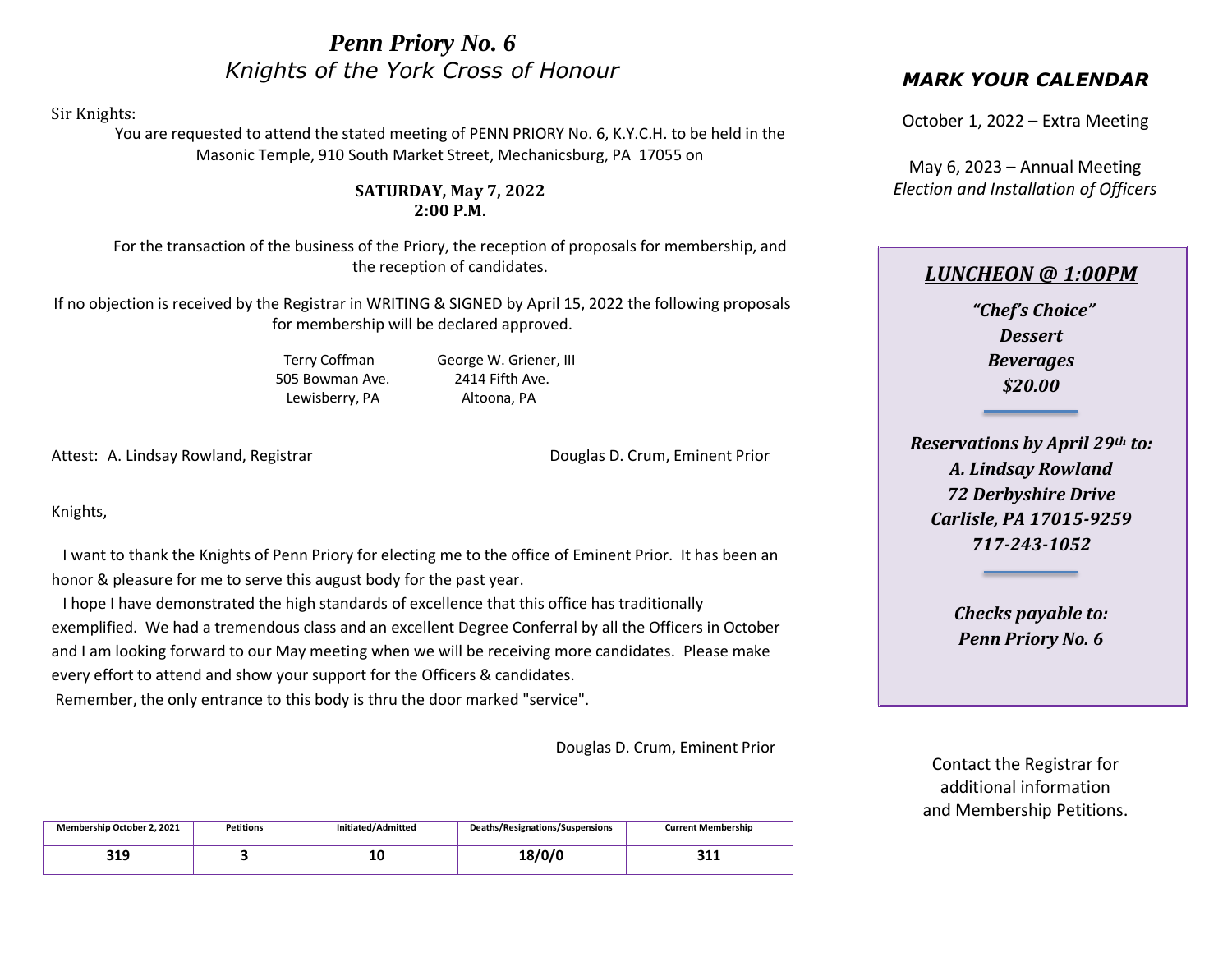# *Penn Priory No. 6*

## *Knights of the York Cross of Honour*

Sir Knights:

You are requested to attend the stated meeting of PENN PRIORY No. 6, K.Y.C.H. to be held in the Masonic Temple, 910 South Market Street, Mechanicsburg, PA 17055 on

**SATURDAY, May 7, 2022**
**2:00 P.M.**

For the transaction of the business of the Priory, the reception of proposals for membership, and the reception of candidates.

If no objection is received by the Registrar in WRITING & SIGNED by April 15, 2022 the following proposals for membership will be declared approved.

| | |
|---|---|
| Terry Coffman<br>505 Bowman Ave.<br>Lewisberry, PA | George W. Griener, III<br>2414 Fifth Ave.<br>Altoona, PA |

Attest: A. Lindsay Rowland, Registrar

Douglas D. Crum, Eminent Prior

Knights,

I want to thank the Knights of Penn Priory for electing me to the office of Eminent Prior. It has been an honor & pleasure for me to serve this august body for the past year.

I hope I have demonstrated the high standards of excellence that this office has traditionally exemplified. We had a tremendous class and an excellent Degree Conferral by all the Officers in October and I am looking forward to our May meeting when we will be receiving more candidates. Please make every effort to attend and show your support for the Officers & candidates.

Remember, the only entrance to this body is thru the door marked "service".

Douglas D. Crum, Eminent Prior

| Membership October 2, 2021 | Petitions | Initiated/Admitted | Deaths/Resignations/Suspensions | Current Membership |
|---|---|---|---|---|
| 319 | 3 | 10 | 18/0/0 | 311 |

### *MARK YOUR CALENDAR*

October 1, 2022 – Extra Meeting

May 6, 2023 – Annual Meeting
*Election and Installation of Officers*

***LUNCHEON @ 1:00PM***

***"Chef's Choice"***
***Dessert***
***Beverages***
***$20.00***

***Reservations by April 29th to:***
***A. Lindsay Rowland***
***72 Derbyshire Drive***
***Carlisle, PA 17015-9259***
***717-243-1052***

***Checks payable to:***
***Penn Priory No. 6***

Contact the Registrar for additional information and Membership Petitions.